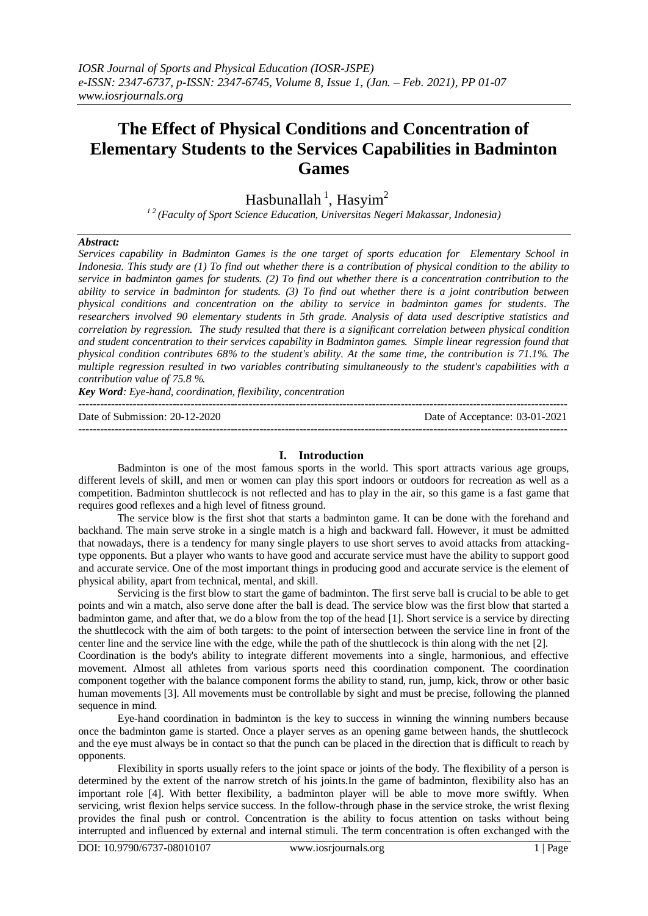# The Effect of Physical Conditions and Concentration of Elementary Students to the Services Capabilities in Badminton Games

Hasbunallah [1], Hasyim[2]

[1 2] *(Faculty of Sport Science Education, Universitas Negeri Makassar, Indonesia)*

***Abstract:***

*Services capability in Badminton Games is the one target of sports education for Elementary School in Indonesia. This study are (1) To find out whether there is a contribution of physical condition to the ability to service in badminton games for students. (2) To find out whether there is a concentration contribution to the ability to service in badminton for students. (3) To find out whether there is a joint contribution between physical conditions and concentration on the ability to service in badminton games for students. The researchers involved 90 elementary students in 5th grade. Analysis of data used descriptive statistics and correlation by regression. The study resulted that there is a significant correlation between physical condition and student concentration to their services capability in Badminton games. Simple linear regression found that physical condition contributes 68% to the student's ability. At the same time, the contribution is 71.1%. The multiple regression resulted in two variables contributing simultaneously to the student's capabilities with a contribution value of 75.8 %.*

***Key Word****: Eye-hand, coordination, flexibility, concentration*

---

Date of Submission: 20-12-2020 Date of Acceptance: 03-01-2021

---

## I. Introduction

Badminton is one of the most famous sports in the world. This sport attracts various age groups, different levels of skill, and men or women can play this sport indoors or outdoors for recreation as well as a competition. Badminton shuttlecock is not reflected and has to play in the air, so this game is a fast game that requires good reflexes and a high level of fitness ground.

The service blow is the first shot that starts a badminton game. It can be done with the forehand and backhand. The main serve stroke in a single match is a high and backward fall. However, it must be admitted that nowadays, there is a tendency for many single players to use short serves to avoid attacks from attacking-type opponents. But a player who wants to have good and accurate service must have the ability to support good and accurate service. One of the most important things in producing good and accurate service is the element of physical ability, apart from technical, mental, and skill.

Servicing is the first blow to start the game of badminton. The first serve ball is crucial to be able to get points and win a match, also serve done after the ball is dead. The service blow was the first blow that started a badminton game, and after that, we do a blow from the top of the head [1]. Short service is a service by directing the shuttlecock with the aim of both targets: to the point of intersection between the service line in front of the center line and the service line with the edge, while the path of the shuttlecock is thin along with the net [2].

Coordination is the body's ability to integrate different movements into a single, harmonious, and effective movement. Almost all athletes from various sports need this coordination component. The coordination component together with the balance component forms the ability to stand, run, jump, kick, throw or other basic human movements [3]. All movements must be controllable by sight and must be precise, following the planned sequence in mind.

Eye-hand coordination in badminton is the key to success in winning the winning numbers because once the badminton game is started. Once a player serves as an opening game between hands, the shuttlecock and the eye must always be in contact so that the punch can be placed in the direction that is difficult to reach by opponents.

Flexibility in sports usually refers to the joint space or joints of the body. The flexibility of a person is determined by the extent of the narrow stretch of his joints.In the game of badminton, flexibility also has an important role [4]. With better flexibility, a badminton player will be able to move more swiftly. When servicing, wrist flexion helps service success. In the follow-through phase in the service stroke, the wrist flexing provides the final push or control. Concentration is the ability to focus attention on tasks without being interrupted and influenced by external and internal stimuli. The term concentration is often exchanged with the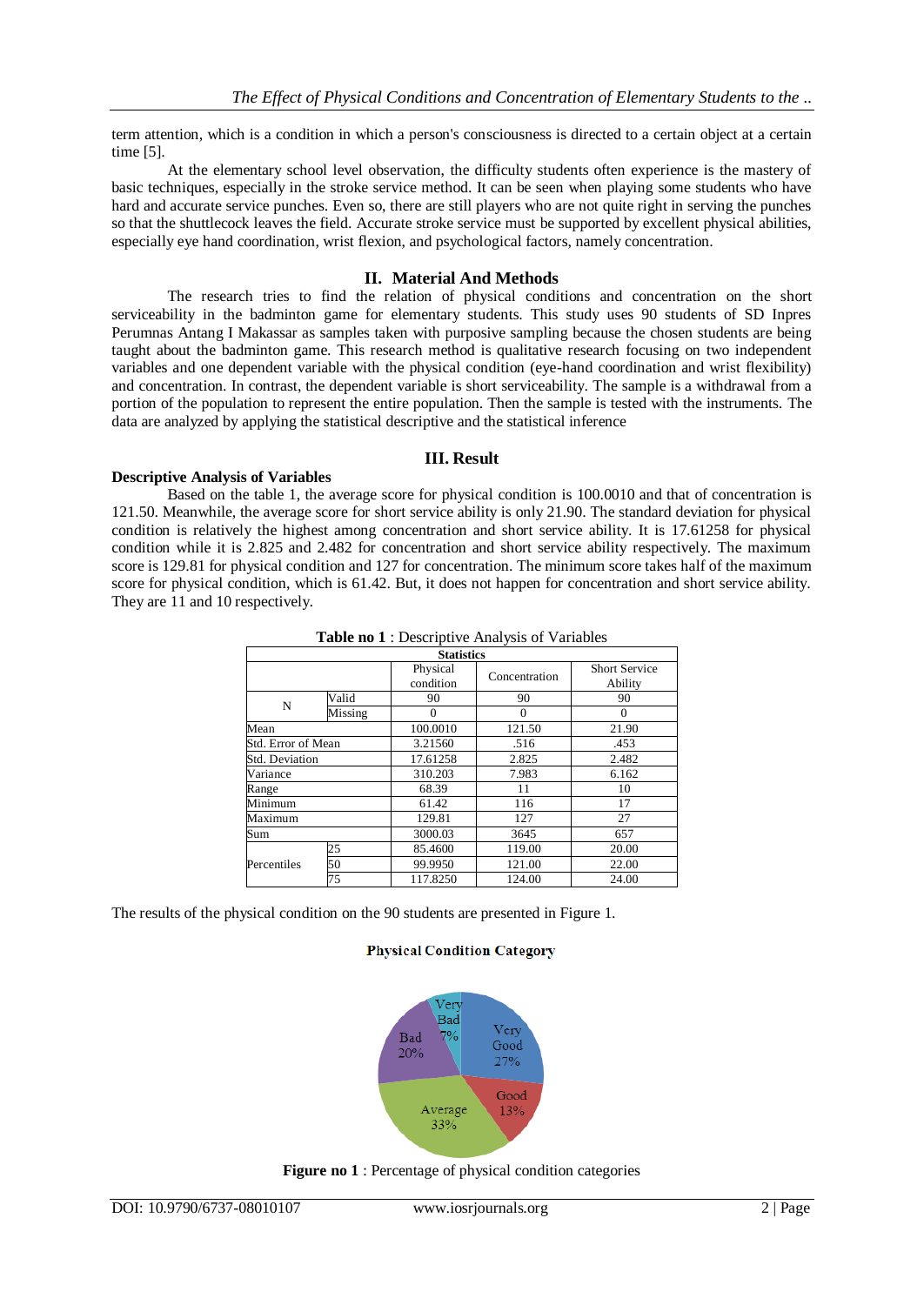term attention, which is a condition in which a person's consciousness is directed to a certain object at a certain time [5].

At the elementary school level observation, the difficulty students often experience is the mastery of basic techniques, especially in the stroke service method. It can be seen when playing some students who have hard and accurate service punches. Even so, there are still players who are not quite right in serving the punches so that the shuttlecock leaves the field. Accurate stroke service must be supported by excellent physical abilities, especially eye hand coordination, wrist flexion, and psychological factors, namely concentration.

## II. Material And Methods

The research tries to find the relation of physical conditions and concentration on the short serviceability in the badminton game for elementary students. This study uses 90 students of SD Inpres Perumnas Antang I Makassar as samples taken with purposive sampling because the chosen students are being taught about the badminton game. This research method is qualitative research focusing on two independent variables and one dependent variable with the physical condition (eye-hand coordination and wrist flexibility) and concentration. In contrast, the dependent variable is short serviceability. The sample is a withdrawal from a portion of the population to represent the entire population. Then the sample is tested with the instruments. The data are analyzed by applying the statistical descriptive and the statistical inference

## III. Result

**Descriptive Analysis of Variables**

Based on the table 1, the average score for physical condition is 100.0010 and that of concentration is 121.50. Meanwhile, the average score for short service ability is only 21.90. The standard deviation for physical condition is relatively the highest among concentration and short service ability. It is 17.61258 for physical condition while it is 2.825 and 2.482 for concentration and short service ability respectively. The maximum score is 129.81 for physical condition and 127 for concentration. The minimum score takes half of the maximum score for physical condition, which is 61.42. But, it does not happen for concentration and short service ability. They are 11 and 10 respectively.

**Table no 1** : Descriptive Analysis of Variables

| Statistics | | | | |
|---|---|---|---|---|
| | | Physical condition | Concentration | Short Service Ability |
| N | Valid | 90 | 90 | 90 |
| | Missing | 0 | 0 | 0 |
| Mean | | 100.0010 | 121.50 | 21.90 |
| Std. Error of Mean | | 3.21560 | .516 | .453 |
| Std. Deviation | | 17.61258 | 2.825 | 2.482 |
| Variance | | 310.203 | 7.983 | 6.162 |
| Range | | 68.39 | 11 | 10 |
| Minimum | | 61.42 | 116 | 17 |
| Maximum | | 129.81 | 127 | 27 |
| Sum | | 3000.03 | 3645 | 657 |
| Percentiles | 25 | 85.4600 | 119.00 | 20.00 |
| | 50 | 99.9950 | 121.00 | 22.00 |
| | 75 | 117.8250 | 124.00 | 24.00 |

The results of the physical condition on the 90 students are presented in Figure 1.

**Physical Condition Category**

| Category | Percentage |
|---|---|
| Very Good | 27% |
| Good | 13% |
| Average | 33% |
| Bad | 20% |
| Very Bad | 7% |

**Figure no 1** : Percentage of physical condition categories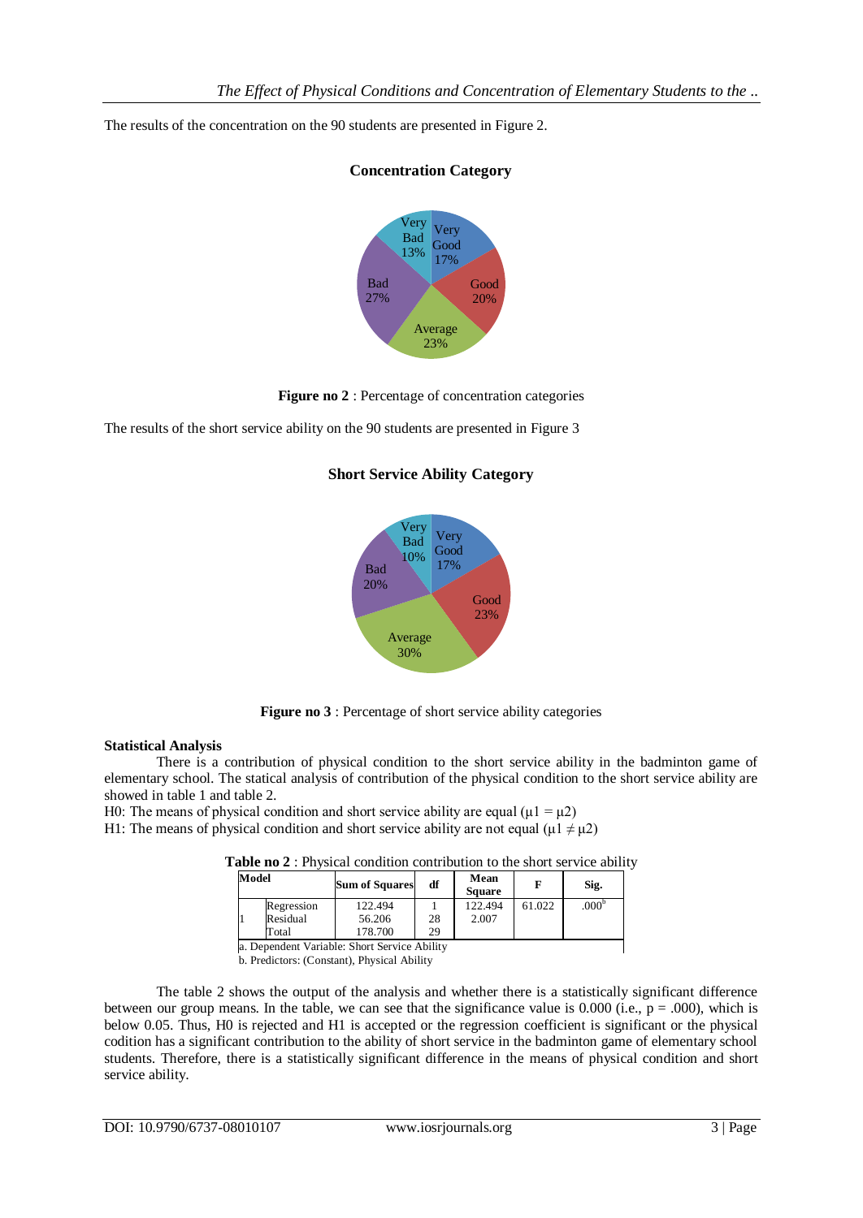The results of the concentration on the 90 students are presented in Figure 2.

**Concentration Category**

**Figure no 2** : Percentage of concentration categories

The results of the short service ability on the 90 students are presented in Figure 3

**Short Service Ability Category**

**Figure no 3** : Percentage of short service ability categories

**Statistical Analysis**

There is a contribution of physical condition to the short service ability in the badminton game of elementary school. The statical analysis of contribution of the physical condition to the short service ability are showed in table 1 and table 2.

H0: The means of physical condition and short service ability are equal ($\mu 1 = \mu 2$)
H1: The means of physical condition and short service ability are not equal ($\mu 1 \neq \mu 2$)

**Table no 2** : Physical condition contribution to the short service ability

| Model | | Sum of Squares | df | Mean Square | F | Sig. |
|---|---|---|---|---|---|---|
| 1 | Regression | 122.494 | 1 | 122.494 | 61.022 | .000[b] |
| | Residual | 56.206 | 28 | 2.007 | | |
| | Total | 178.700 | 29 | | | |

a. Dependent Variable: Short Service Ability
b. Predictors: (Constant), Physical Ability

The table 2 shows the output of the analysis and whether there is a statistically significant difference between our group means. In the table, we can see that the significance value is 0.000 (i.e., $p = .000$), which is below 0.05. Thus, H0 is rejected and H1 is accepted or the regression coefficient is significant or the physical codition has a significant contribution to the ability of short service in the badminton game of elementary school students. Therefore, there is a statistically significant difference in the means of physical condition and short service ability.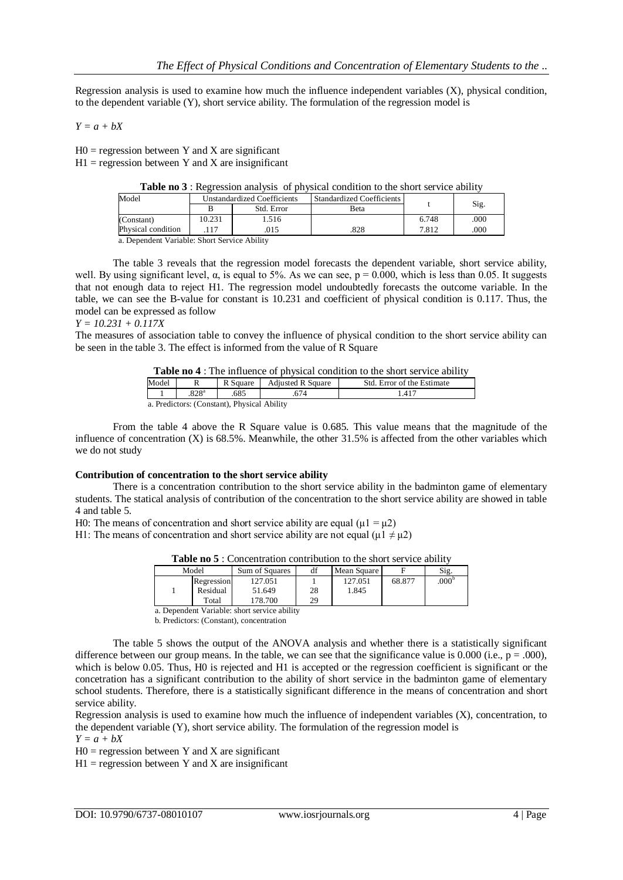Regression analysis is used to examine how much the influence independent variables (X), physical condition, to the dependent variable (Y), short service ability. The formulation of the regression model is

$Y = a + bX$

H0 = regression between Y and X are significant
H1 = regression between Y and X are insignificant

**Table no 3** : Regression analysis of physical condition to the short service ability

| Model | Unstandardized Coefficients | | Standardized Coefficients | t | Sig. |
|---|---|---|---|---|---|
| | B | Std. Error | Beta | | |
| (Constant) | 10.231 | 1.516 | | 6.748 | .000 |
| Physical condition | .117 | .015 | .828 | 7.812 | .000 |

a. Dependent Variable: Short Service Ability

The table 3 reveals that the regression model forecasts the dependent variable, short service ability, well. By using significant level, α, is equal to 5%. As we can see, p = 0.000, which is less than 0.05. It suggests that not enough data to reject H1. The regression model undoubtedly forecasts the outcome variable. In the table, we can see the B-value for constant is 10.231 and coefficient of physical condition is 0.117. Thus, the model can be expressed as follow

$Y = 10.231 + 0.117X$

The measures of association table to convey the influence of physical condition to the short service ability can be seen in the table 3. The effect is informed from the value of R Square

**Table no 4** : The influence of physical condition to the short service ability

| Model | R | R Square | Adjusted R Square | Std. Error of the Estimate |
|---|---|---|---|---|
| 1 | .828[a] | .685 | .674 | 1.417 |

a. Predictors: (Constant), Physical Ability

From the table 4 above the R Square value is 0.685. This value means that the magnitude of the influence of concentration (X) is 68.5%. Meanwhile, the other 31.5% is affected from the other variables which we do not study

**Contribution of concentration to the short service ability**

There is a concentration contribution to the short service ability in the badminton game of elementary students. The statical analysis of contribution of the concentration to the short service ability are showed in table 4 and table 5.

H0: The means of concentration and short service ability are equal ($\mu1 = \mu2$)
H1: The means of concentration and short service ability are not equal ($\mu1 \neq \mu2$)

**Table no 5** : Concentration contribution to the short service ability

| Model | | Sum of Squares | df | Mean Square | F | Sig. |
|---|---|---|---|---|---|---|
| 1 | Regression | 127.051 | 1 | 127.051 | 68.877 | .000[b] |
| | Residual | 51.649 | 28 | 1.845 | | |
| | Total | 178.700 | 29 | | | |

a. Dependent Variable: short service ability

b. Predictors: (Constant), concentration

The table 5 shows the output of the ANOVA analysis and whether there is a statistically significant difference between our group means. In the table, we can see that the significance value is 0.000 (i.e., p = .000), which is below 0.05. Thus, H0 is rejected and H1 is accepted or the regression coefficient is significant or the concetration has a significant contribution to the ability of short service in the badminton game of elementary school students. Therefore, there is a statistically significant difference in the means of concentration and short service ability.

Regression analysis is used to examine how much the influence of independent variables (X), concentration, to the dependent variable (Y), short service ability. The formulation of the regression model is

$Y = a + bX$

H0 = regression between Y and X are significant
H1 = regression between Y and X are insignificant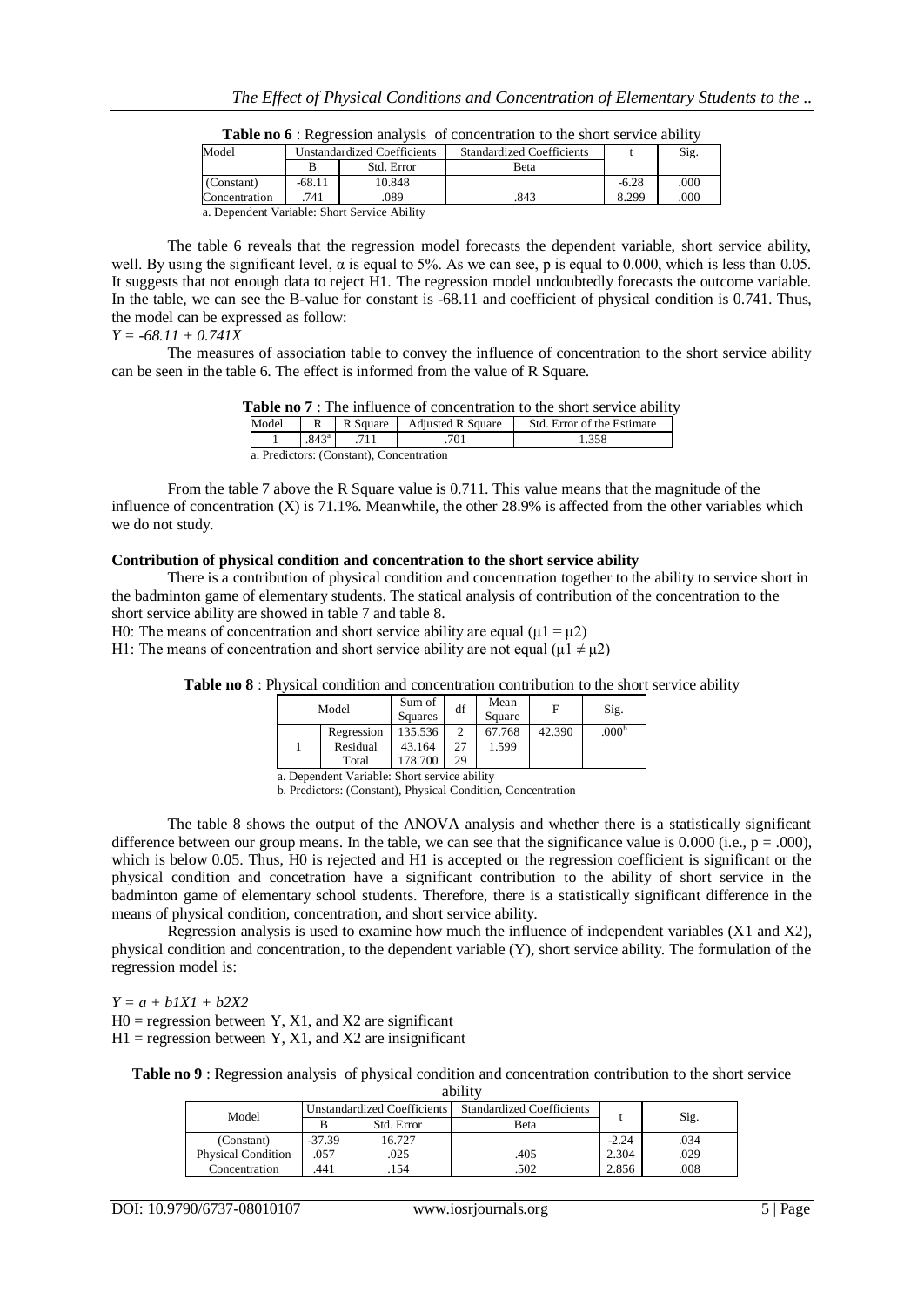**Table no 6** : Regression analysis of concentration to the short service ability

| Model | Unstandardized Coefficients | | Standardized Coefficients | t | Sig. |
|---|---|---|---|---|---|
| | B | Std. Error | Beta | | |
| (Constant) | -68.11 | 10.848 | | -6.28 | .000 |
| Concentration | .741 | .089 | .843 | 8.299 | .000 |

a. Dependent Variable: Short Service Ability

The table 6 reveals that the regression model forecasts the dependent variable, short service ability, well. By using the significant level, $\alpha$ is equal to 5%. As we can see, p is equal to 0.000, which is less than 0.05. It suggests that not enough data to reject H1. The regression model undoubtedly forecasts the outcome variable. In the table, we can see the B-value for constant is -68.11 and coefficient of physical condition is 0.741. Thus, the model can be expressed as follow:

$Y = -68.11 + 0.741X$

The measures of association table to convey the influence of concentration to the short service ability can be seen in the table 6. The effect is informed from the value of R Square.

**Table no 7** : The influence of concentration to the short service ability

| Model | R | R Square | Adjusted R Square | Std. Error of the Estimate |
|---|---|---|---|---|
| 1 | .843[a] | .711 | .701 | 1.358 |

a. Predictors: (Constant), Concentration

From the table 7 above the R Square value is 0.711. This value means that the magnitude of the influence of concentration (X) is 71.1%. Meanwhile, the other 28.9% is affected from the other variables which we do not study.

**Contribution of physical condition and concentration to the short service ability**

There is a contribution of physical condition and concentration together to the ability to service short in the badminton game of elementary students. The statical analysis of contribution of the concentration to the short service ability are showed in table 7 and table 8.

H0: The means of concentration and short service ability are equal ($\mu 1 = \mu 2$)

H1: The means of concentration and short service ability are not equal ($\mu 1 \neq \mu 2$)

**Table no 8** : Physical condition and concentration contribution to the short service ability

| Model | | Sum of Squares | df | Mean Square | F | Sig. |
|---|---|---|---|---|---|---|
| 1 | Regression | 135.536 | 2 | 67.768 | 42.390 | .000[b] |
| | Residual | 43.164 | 27 | 1.599 | | |
| | Total | 178.700 | 29 | | | |

a. Dependent Variable: Short service ability

b. Predictors: (Constant), Physical Condition, Concentration

The table 8 shows the output of the ANOVA analysis and whether there is a statistically significant difference between our group means. In the table, we can see that the significance value is 0.000 (i.e., p = .000), which is below 0.05. Thus, H0 is rejected and H1 is accepted or the regression coefficient is significant or the physical condition and concetration have a significant contribution to the ability of short service in the badminton game of elementary school students. Therefore, there is a statistically significant difference in the means of physical condition, concentration, and short service ability.

Regression analysis is used to examine how much the influence of independent variables (X1 and X2), physical condition and concentration, to the dependent variable (Y), short service ability. The formulation of the regression model is:

$Y = a + b1X1 + b2X2$

H0 = regression between Y, X1, and X2 are significant

H1 = regression between Y, X1, and X2 are insignificant

**Table no 9** : Regression analysis of physical condition and concentration contribution to the short service ability

| Model | Unstandardized Coefficients | | Standardized Coefficients | t | Sig. |
|---|---|---|---|---|---|
| | B | Std. Error | Beta | | |
| (Constant) | -37.39 | 16.727 | | -2.24 | .034 |
| Physical Condition | .057 | .025 | .405 | 2.304 | .029 |
| Concentration | .441 | .154 | .502 | 2.856 | .008 |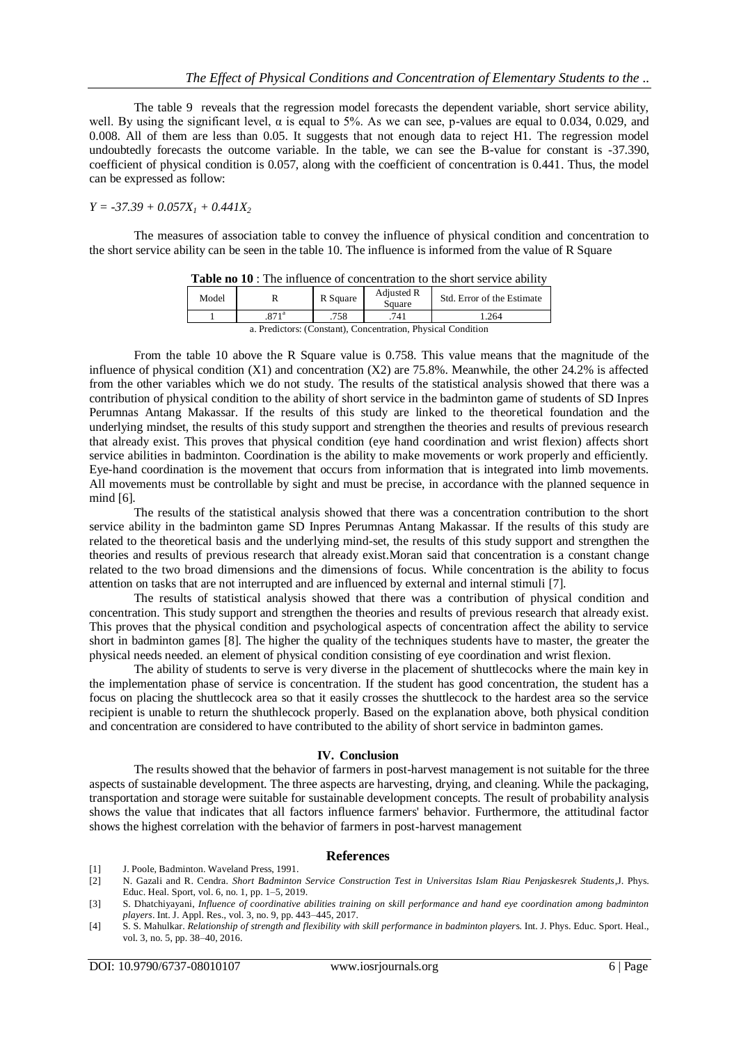The table 9 reveals that the regression model forecasts the dependent variable, short service ability, well. By using the significant level, α is equal to 5%. As we can see, p-values are equal to 0.034, 0.029, and 0.008. All of them are less than 0.05. It suggests that not enough data to reject H1. The regression model undoubtedly forecasts the outcome variable. In the table, we can see the B-value for constant is -37.390, coefficient of physical condition is 0.057, along with the coefficient of concentration is 0.441. Thus, the model can be expressed as follow:

$Y = -37.39 + 0.057X_1 + 0.441X_2$

The measures of association table to convey the influence of physical condition and concentration to the short service ability can be seen in the table 10. The influence is informed from the value of R Square

**Table no 10** : The influence of concentration to the short service ability

| Model | R | R Square | Adjusted R Square | Std. Error of the Estimate |
|---|---|---|---|---|
| 1 | .871[a] | .758 | .741 | 1.264 |

a. Predictors: (Constant), Concentration, Physical Condition

From the table 10 above the R Square value is 0.758. This value means that the magnitude of the influence of physical condition (X1) and concentration (X2) are 75.8%. Meanwhile, the other 24.2% is affected from the other variables which we do not study. The results of the statistical analysis showed that there was a contribution of physical condition to the ability of short service in the badminton game of students of SD Inpres Perumnas Antang Makassar. If the results of this study are linked to the theoretical foundation and the underlying mindset, the results of this study support and strengthen the theories and results of previous research that already exist. This proves that physical condition (eye hand coordination and wrist flexion) affects short service abilities in badminton. Coordination is the ability to make movements or work properly and efficiently. Eye-hand coordination is the movement that occurs from information that is integrated into limb movements. All movements must be controllable by sight and must be precise, in accordance with the planned sequence in mind [6].

The results of the statistical analysis showed that there was a concentration contribution to the short service ability in the badminton game SD Inpres Perumnas Antang Makassar. If the results of this study are related to the theoretical basis and the underlying mind-set, the results of this study support and strengthen the theories and results of previous research that already exist.Moran said that concentration is a constant change related to the two broad dimensions and the dimensions of focus. While concentration is the ability to focus attention on tasks that are not interrupted and are influenced by external and internal stimuli [7].

The results of statistical analysis showed that there was a contribution of physical condition and concentration. This study support and strengthen the theories and results of previous research that already exist. This proves that the physical condition and psychological aspects of concentration affect the ability to service short in badminton games [8]. The higher the quality of the techniques students have to master, the greater the physical needs needed. an element of physical condition consisting of eye coordination and wrist flexion.

The ability of students to serve is very diverse in the placement of shuttlecocks where the main key in the implementation phase of service is concentration. If the student has good concentration, the student has a focus on placing the shuttlecock area so that it easily crosses the shuttlecock to the hardest area so the service recipient is unable to return the shuthlecock properly. Based on the explanation above, both physical condition and concentration are considered to have contributed to the ability of short service in badminton games.

## IV. Conclusion

The results showed that the behavior of farmers in post-harvest management is not suitable for the three aspects of sustainable development. The three aspects are harvesting, drying, and cleaning. While the packaging, transportation and storage were suitable for sustainable development concepts. The result of probability analysis shows the value that indicates that all factors influence farmers' behavior. Furthermore, the attitudinal factor shows the highest correlation with the behavior of farmers in post-harvest management

## References

[1] J. Poole, Badminton. Waveland Press, 1991.

[2] N. Gazali and R. Cendra. *Short Badminton Service Construction Test in Universitas Islam Riau Penjaskesrek Students*,J. Phys. Educ. Heal. Sport, vol. 6, no. 1, pp. 1–5, 2019.

[3] S. Dhatchiyayani, *Influence of coordinative abilities training on skill performance and hand eye coordination among badminton players*. Int. J. Appl. Res., vol. 3, no. 9, pp. 443–445, 2017.

[4] S. S. Mahulkar. *Relationship of strength and flexibility with skill performance in badminton player*s. Int. J. Phys. Educ. Sport. Heal., vol. 3, no. 5, pp. 38–40, 2016.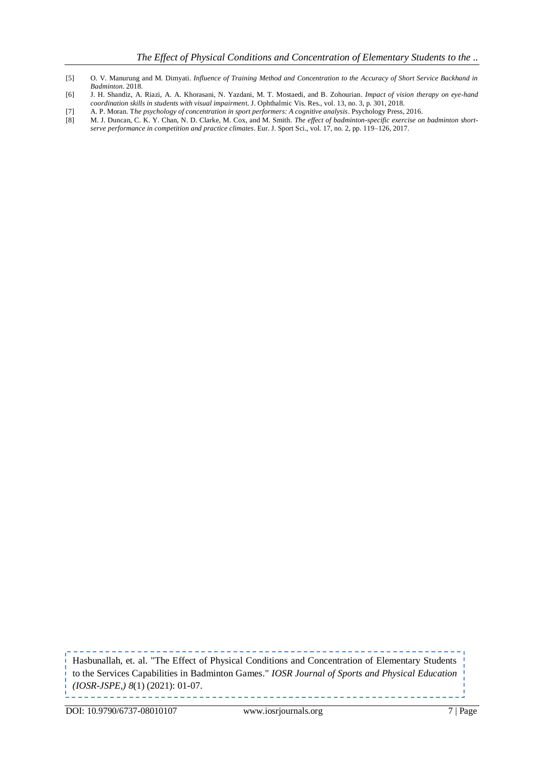[5] O. V. Manurung and M. Dimyati. *Influence of Training Method and Concentration to the Accuracy of Short Service Backhand in Badminton*. 2018.

[6] J. H. Shandiz, A. Riazi, A. A. Khorasani, N. Yazdani, M. T. Mostaedi, and B. Zohourian. *Impact of vision therapy on eye-hand coordination skills in students with visual impairment*. J. Ophthalmic Vis. Res., vol. 13, no. 3, p. 301, 2018.

[7] A. P. Moran. T*he psychology of concentration in sport performers: A cognitive analysis*. Psychology Press, 2016.

[8] M. J. Duncan, C. K. Y. Chan, N. D. Clarke, M. Cox, and M. Smith. *The effect of badminton-specific exercise on badminton short-serve performance in competition and practice climates*. Eur. J. Sport Sci., vol. 17, no. 2, pp. 119–126, 2017.

Hasbunallah, et. al. "The Effect of Physical Conditions and Concentration of Elementary Students to the Services Capabilities in Badminton Games." *IOSR Journal of Sports and Physical Education (IOSR-JSPE,) 8*(1) (2021): 01-07.